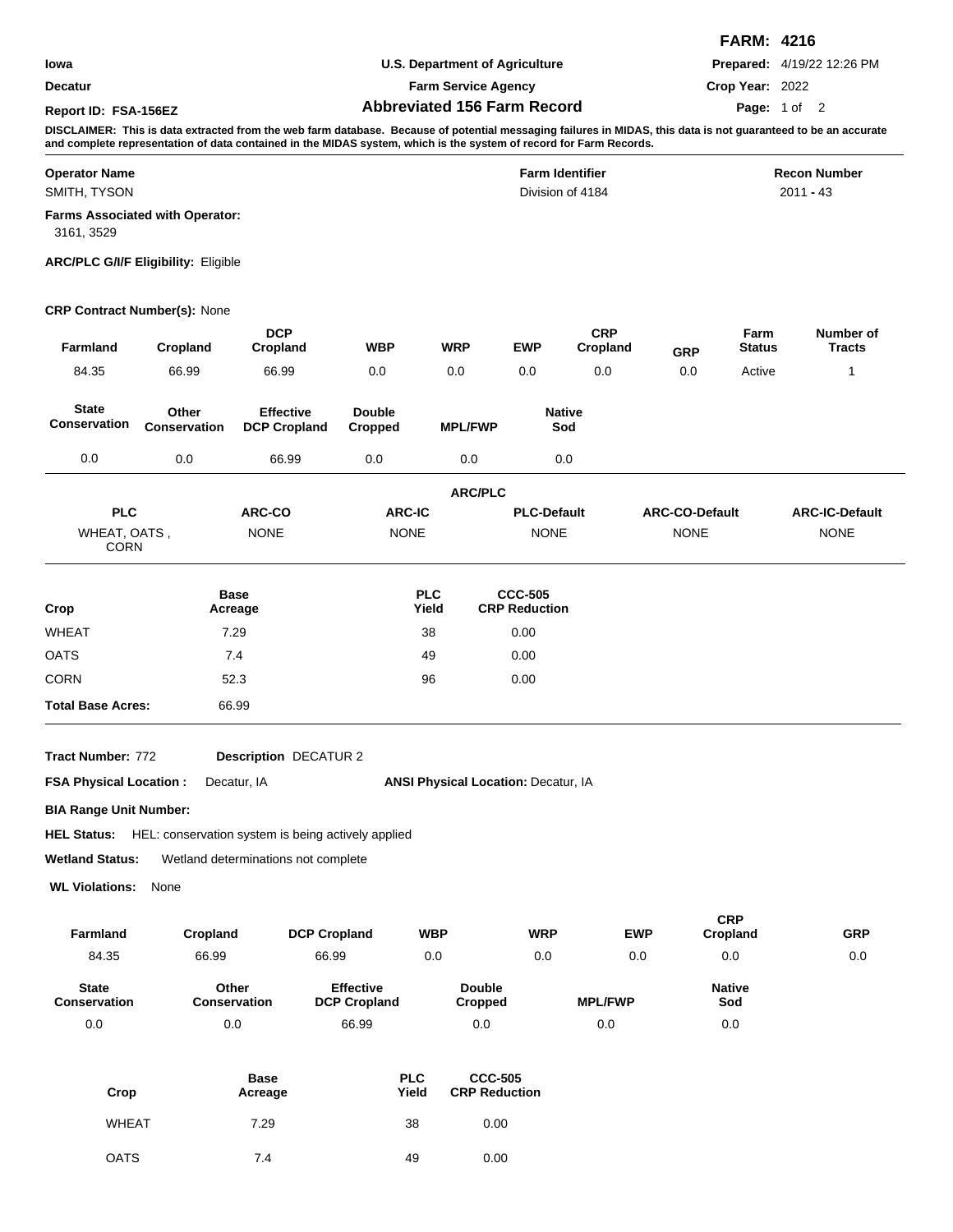**FARM: 4216**

| | | |
|---|---|---|
| Iowa | U.S. Department of Agriculture | **Prepared:** 4/19/22 12:26 PM |
| Decatur | Farm Service Agency | **Crop Year:** 2022 |
| **Report ID: FSA-156EZ** | **Abbreviated 156 Farm Record** | |

**DISCLAIMER: This is data extracted from the web farm database. Because of potential messaging failures in MIDAS, this data is not guaranteed to be an accurate and complete representation of data contained in the MIDAS system, which is the system of record for Farm Records.**

| Operator Name | Farm Identifier | Recon Number |
|---|---|---|
| SMITH, TYSON | Division of 4184 | 2011 - 43 |

**Farms Associated with Operator:**
3161, 3529

**ARC/PLC G/I/F Eligibility:** Eligible

**CRP Contract Number(s):** None

| Farmland | Cropland | DCP Cropland | WBP | WRP | EWP | CRP Cropland | GRP | Farm Status | Number of Tracts |
|---|---|---|---|---|---|---|---|---|---|
| 84.35 | 66.99 | 66.99 | 0.0 | 0.0 | 0.0 | 0.0 | 0.0 | Active | 1 |

| State Conservation | Other Conservation | Effective DCP Cropland | Double Cropped | MPL/FWP | Native Sod |
|---|---|---|---|---|---|
| 0.0 | 0.0 | 66.99 | 0.0 | 0.0 | 0.0 |

**ARC/PLC**

| PLC | ARC-CO | ARC-IC | PLC-Default | ARC-CO-Default | ARC-IC-Default |
|---|---|---|---|---|---|
| WHEAT, OATS , CORN | NONE | NONE | NONE | NONE | NONE |

| Crop | Base Acreage | PLC Yield | CCC-505 CRP Reduction |
|---|---|---|---|
| WHEAT | 7.29 | 38 | 0.00 |
| OATS | 7.4 | 49 | 0.00 |
| CORN | 52.3 | 96 | 0.00 |
| **Total Base Acres:** | 66.99 | | |

**Tract Number:** 772 **Description** DECATUR 2

**FSA Physical Location :** Decatur, IA **ANSI Physical Location:** Decatur, IA

**BIA Range Unit Number:**

**HEL Status:** HEL: conservation system is being actively applied

**Wetland Status:** Wetland determinations not complete

**WL Violations:** None

| Farmland | Cropland | DCP Cropland | WBP | WRP | EWP | CRP Cropland | GRP |
|---|---|---|---|---|---|---|---|
| 84.35 | 66.99 | 66.99 | 0.0 | 0.0 | 0.0 | 0.0 | 0.0 |

| State Conservation | Other Conservation | Effective DCP Cropland | Double Cropped | MPL/FWP | Native Sod |
|---|---|---|---|---|---|
| 0.0 | 0.0 | 66.99 | 0.0 | 0.0 | 0.0 |

| Crop | Base Acreage | PLC Yield | CCC-505 CRP Reduction |
|---|---|---|---|
| WHEAT | 7.29 | 38 | 0.00 |
| OATS | 7.4 | 49 | 0.00 |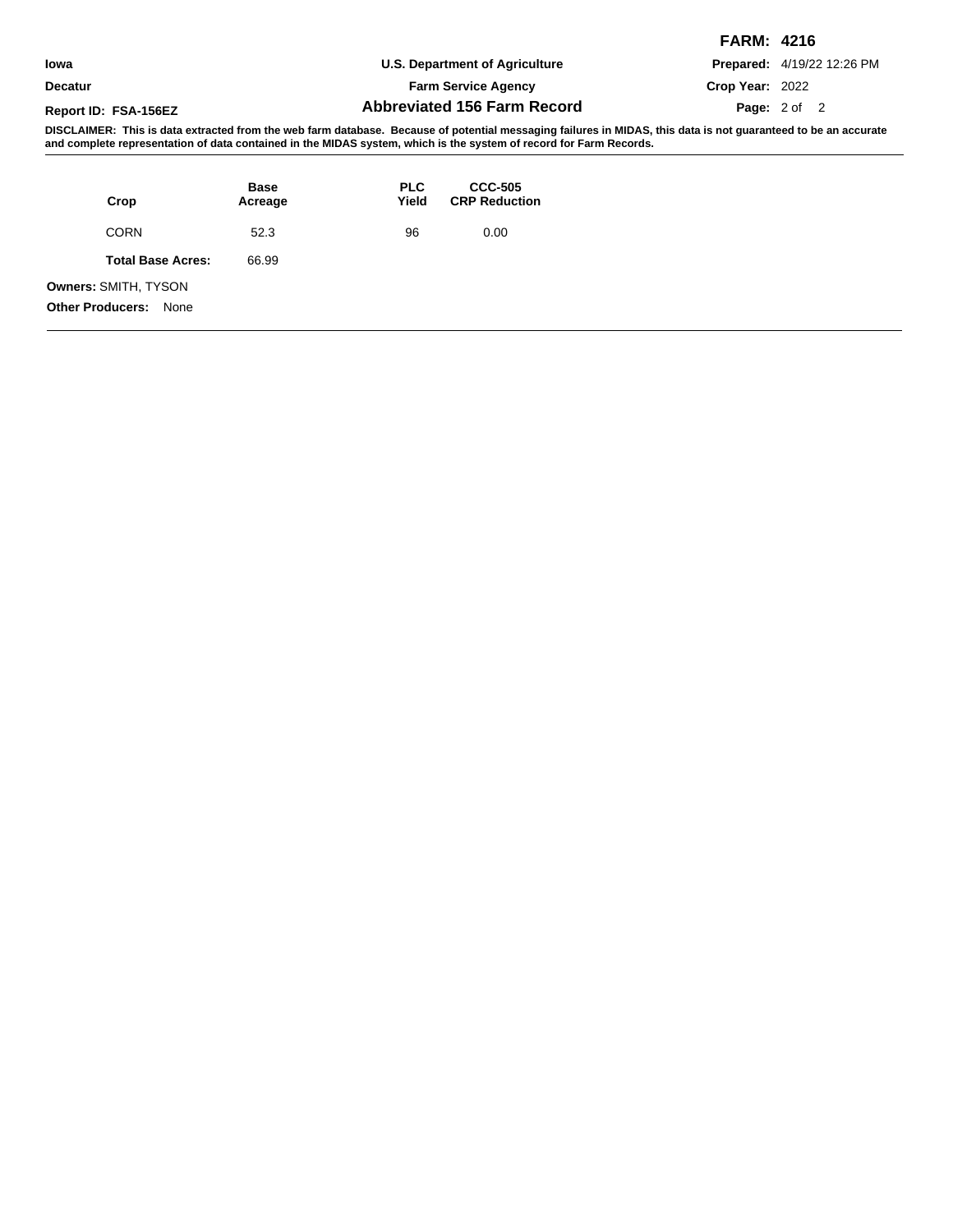| Crop | Base Acreage | PLC Yield | CCC-505 CRP Reduction |
|---|---|---|---|
| CORN | 52.3 | 96 | 0.00 |
| **Total Base Acres:** | 66.99 | | |

**Owners:** SMITH, TYSON

**Other Producers:** None